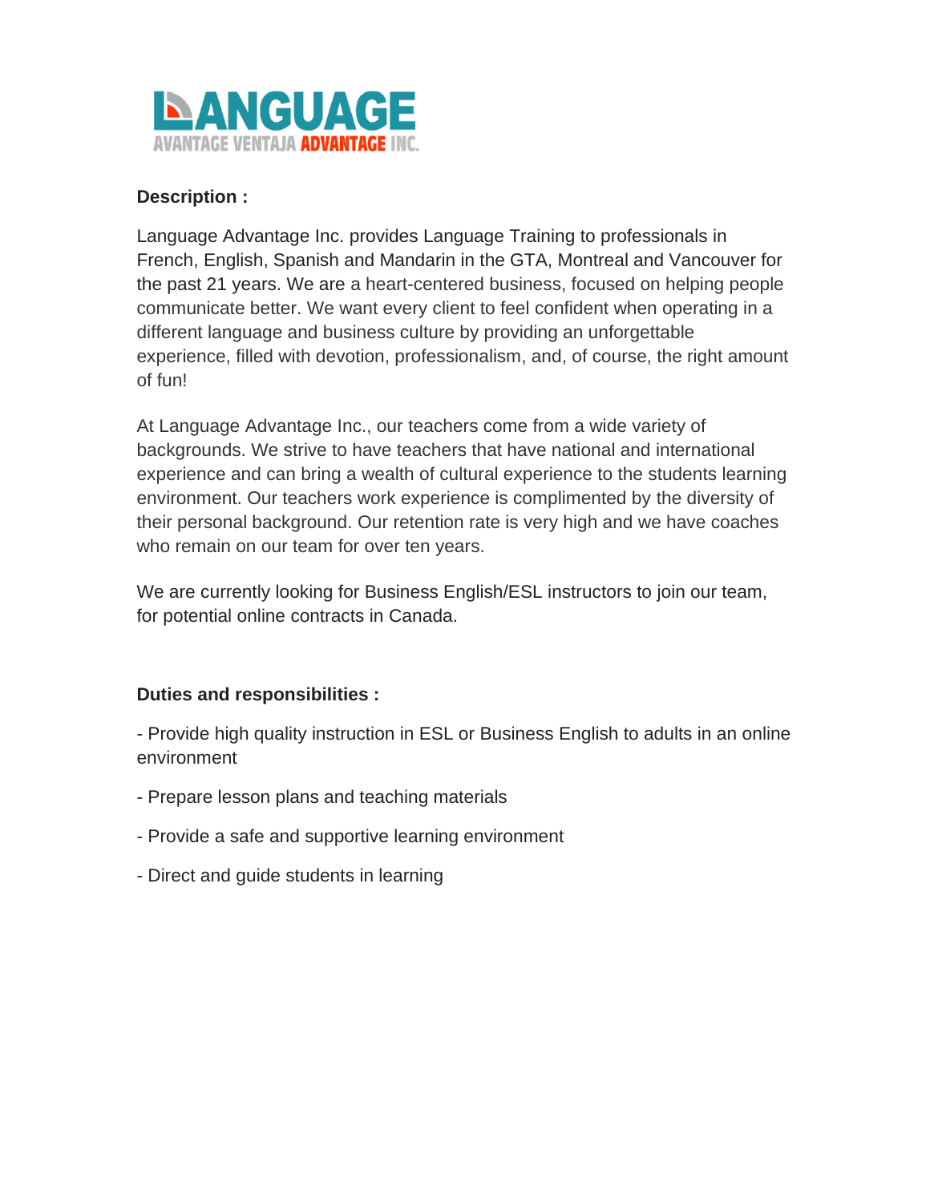**LANGUAGE**
AVANTAGE VENTAJA ADVANTAGE INC.

**Description :**

Language Advantage Inc. provides Language Training to professionals in French, English, Spanish and Mandarin in the GTA, Montreal and Vancouver for the past 21 years. We are a heart-centered business, focused on helping people communicate better. We want every client to feel confident when operating in a different language and business culture by providing an unforgettable experience, filled with devotion, professionalism, and, of course, the right amount of fun!

At Language Advantage Inc., our teachers come from a wide variety of backgrounds. We strive to have teachers that have national and international experience and can bring a wealth of cultural experience to the students learning environment. Our teachers work experience is complimented by the diversity of their personal background. Our retention rate is very high and we have coaches who remain on our team for over ten years.

We are currently looking for Business English/ESL instructors to join our team, for potential online contracts in Canada.

**Duties and responsibilities :**

- Provide high quality instruction in ESL or Business English to adults in an online environment

- Prepare lesson plans and teaching materials

- Provide a safe and supportive learning environment

- Direct and guide students in learning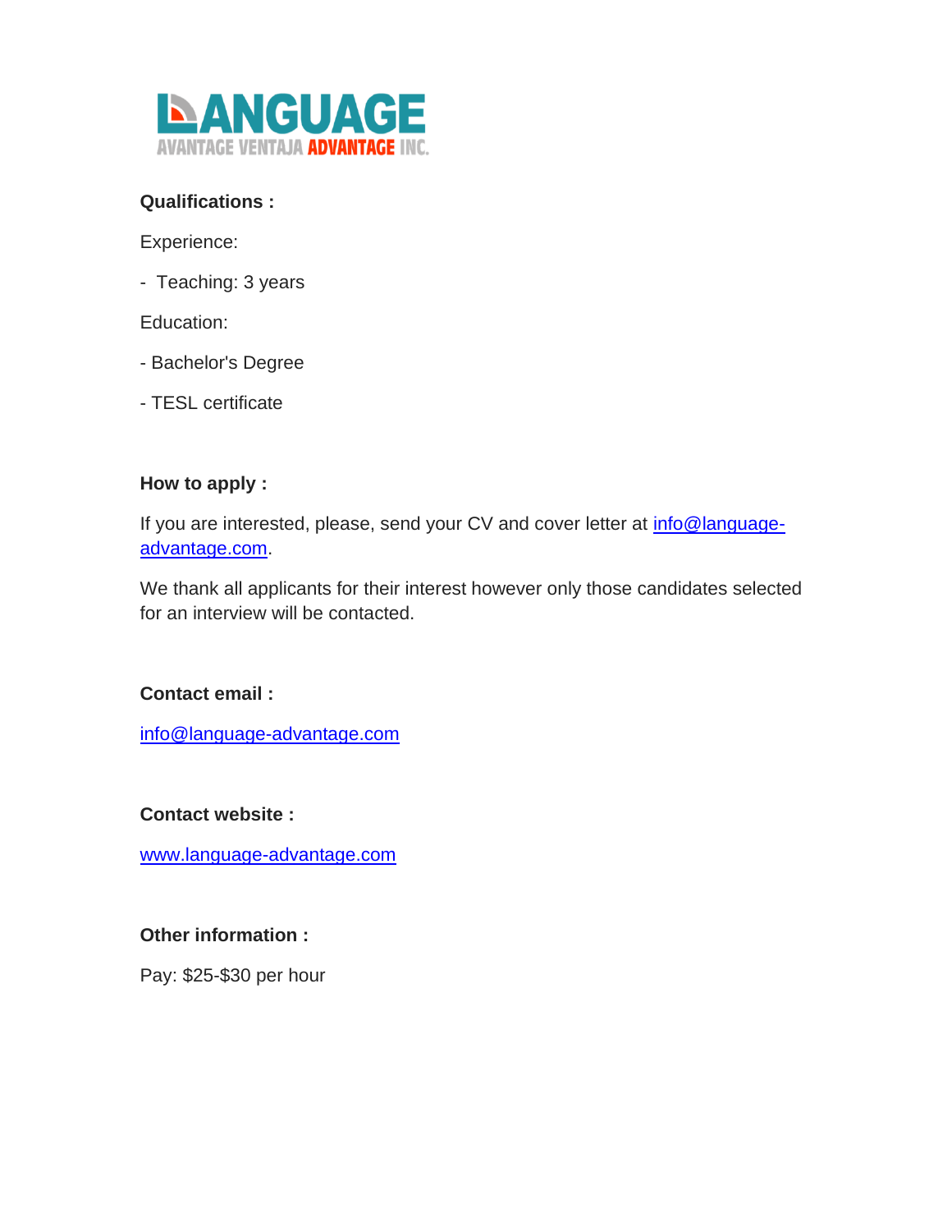**Qualifications :**

Experience:

- Teaching: 3 years

Education:

- Bachelor's Degree

- TESL certificate

**How to apply :**

If you are interested, please, send your CV and cover letter at info@language-advantage.com.

We thank all applicants for their interest however only those candidates selected for an interview will be contacted.

**Contact email :**

info@language-advantage.com

**Contact website :**

www.language-advantage.com

**Other information :**

Pay: $25-$30 per hour